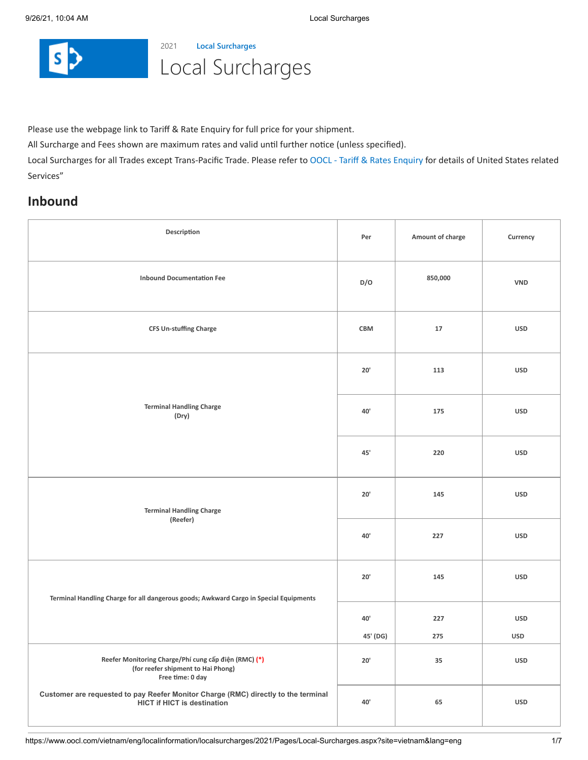2021 Local Surcharges

# Local Surcharges

Please use the webpage link to Tariff & Rate Enquiry for full price for your shipment.
All Surcharge and Fees shown are maximum rates and valid until further notice (unless specified).
Local Surcharges for all Trades except Trans-Pacific Trade. Please refer to OOCL - Tariff & Rates Enquiry for details of United States related Services"

## Inbound

| Description | Per | Amount of charge | Currency |
|---|---|---|---|
| Inbound Documentation Fee | D/O | 850,000 | VND |
| CFS Un-stuffing Charge | CBM | 17 | USD |
| Terminal Handling Charge (Dry) | 20' | 113 | USD |
| | 40' | 175 | USD |
| | 45' | 220 | USD |
| Terminal Handling Charge (Reefer) | 20' | 145 | USD |
| | 40' | 227 | USD |
| Terminal Handling Charge for all dangerous goods; Awkward Cargo in Special Equipments | 20' | 145 | USD |
| | 40' | 227 | USD |
| | 45' (DG) | 275 | USD |
| Reefer Monitoring Charge/Phí cung cấp điện (RMC) (*) (for reefer shipment to Hai Phong) Free time: 0 day<br>Customer are requested to pay Reefer Monitor Charge (RMC) directly to the terminal HICT if HICT is destination | 20' | 35 | USD |
| | 40' | 65 | USD |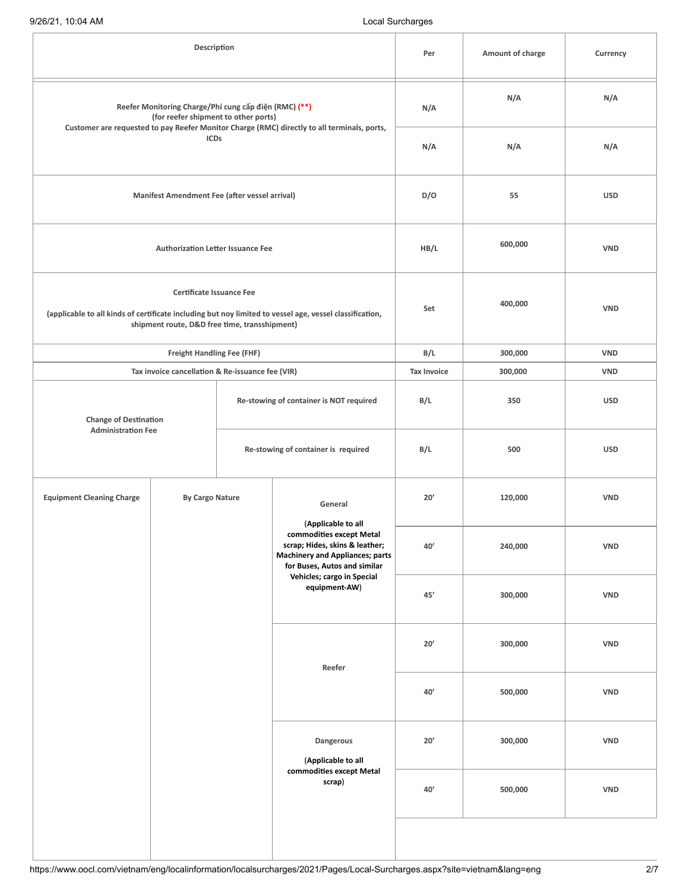| Description | | | Per | Amount of charge | Currency |
|---|---|---|---|---|---|
| Reefer Monitoring Charge/Phí cung cấp điện (RMC) (**) (for reefer shipment to other ports) Customer are requested to pay Reefer Monitor Charge (RMC) directly to all terminals, ports, ICDs | | | N/A | N/A | N/A |
| | | | N/A | N/A | N/A |
| Manifest Amendment Fee (after vessel arrival) | | | D/O | 55 | USD |
| Authorization Letter Issuance Fee | | | HB/L | 600,000 | VND |
| Certificate Issuance Fee (applicable to all kinds of certificate including but noy limited to vessel age, vessel classification, shipment route, D&D free time, transshipment) | | | Set | 400,000 | VND |
| Freight Handling Fee (FHF) | | | B/L | 300,000 | VND |
| Tax invoice cancellation & Re-issuance fee (VIR) | | | Tax Invoice | 300,000 | VND |
| Change of Destination Administration Fee | Re-stowing of container is NOT required | | B/L | 350 | USD |
| | Re-stowing of container is required | | B/L | 500 | USD |
| Equipment Cleaning Charge | By Cargo Nature | General (Applicable to all commodities except Metal scrap; Hides, skins & leather; Machinery and Appliances; parts for Buses, Autos and similar Vehicles; cargo in Special equipment-AW) | 20' | 120,000 | VND |
| | | | 40' | 240,000 | VND |
| | | | 45' | 300,000 | VND |
| | | Reefer | 20' | 300,000 | VND |
| | | | 40' | 500,000 | VND |
| | | Dangerous (Applicable to all commodities except Metal scrap) | 20' | 300,000 | VND |
| | | | 40' | 500,000 | VND |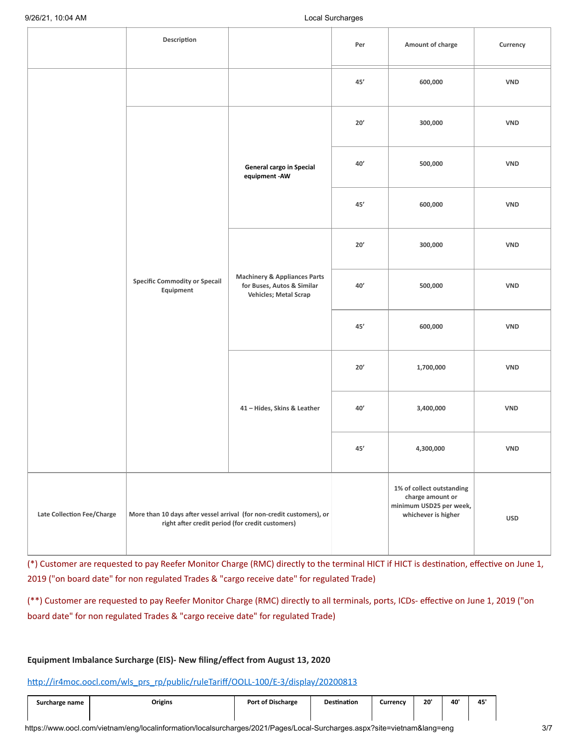| | Description | | Per | Amount of charge | Currency |
|---|---|---|---|---|---|
| | | | 45' | 600,000 | VND |
| | Specific Commodity or Specail Equipment | General cargo in Special equipment -AW | 20' | 300,000 | VND |
| | | | 40' | 500,000 | VND |
| | | | 45' | 600,000 | VND |
| | | Machinery & Appliances Parts for Buses, Autos & Similar Vehicles; Metal Scrap | 20' | 300,000 | VND |
| | | | 40' | 500,000 | VND |
| | | | 45' | 600,000 | VND |
| | | 41 – Hides, Skins & Leather | 20' | 1,700,000 | VND |
| | | | 40' | 3,400,000 | VND |
| | | | 45' | 4,300,000 | VND |
| Late Collection Fee/Charge | More than 10 days after vessel arrival (for non-credit customers), or right after credit period (for credit customers) | | | 1% of collect outstanding charge amount or minimum USD25 per week, whichever is higher | USD |

(*) Customer are requested to pay Reefer Monitor Charge (RMC) directly to the terminal HICT if HICT is destination, effective on June 1, 2019 ("on board date" for non regulated Trades & "cargo receive date" for regulated Trade)

(**) Customer are requested to pay Reefer Monitor Charge (RMC) directly to all terminals, ports, ICDs- effective on June 1, 2019 ("on board date" for non regulated Trades & "cargo receive date" for regulated Trade)

**Equipment Imbalance Surcharge (EIS)- New filing/effect from August 13, 2020**

http://ir4moc.oocl.com/wls_prs_rp/public/ruleTariff/OOLL-100/E-3/display/20200813

| Surcharge name | Origins | Port of Discharge | Destination | Currency | 20' | 40' | 45' |
|---|---|---|---|---|---|---|---|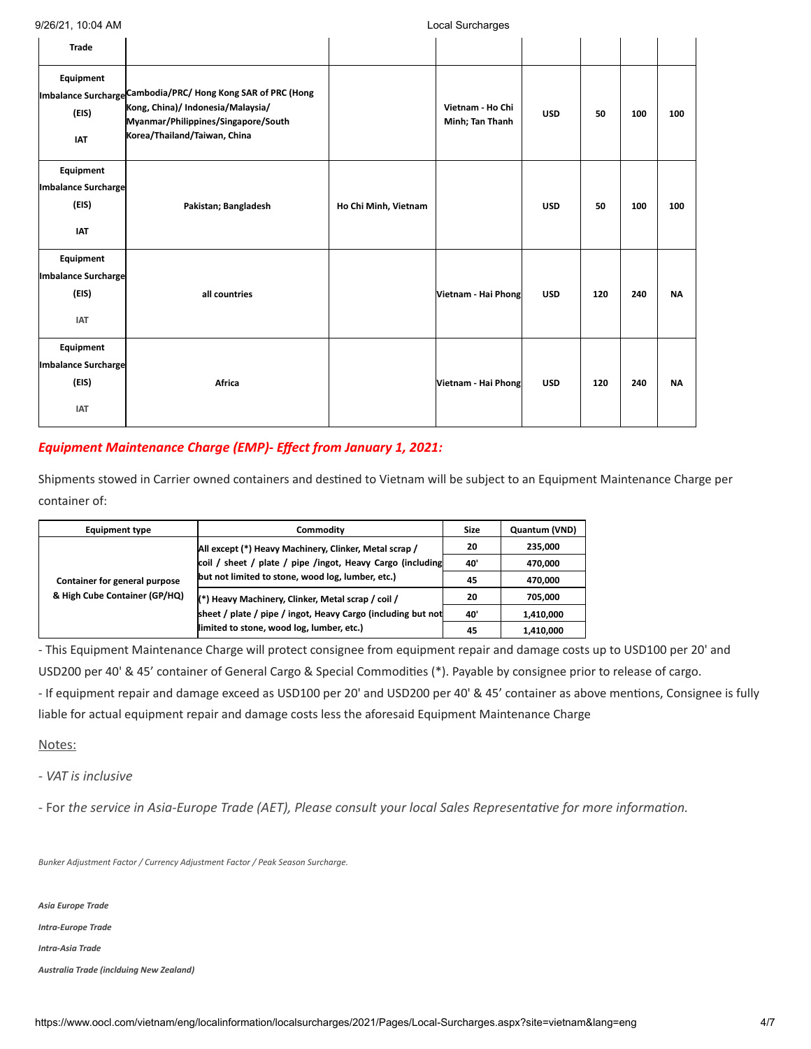| Trade | | | | | | | |
|---|---|---|---|---|---|---|---|
| Equipment Imbalance Surcharge (EIS) IAT | Cambodia/PRC/ Hong Kong SAR of PRC (Hong Kong, China)/ Indonesia/Malaysia/ Myanmar/Philippines/Singapore/South Korea/Thailand/Taiwan, China | | Vietnam - Ho Chi Minh; Tan Thanh | USD | 50 | 100 | 100 |
| Equipment Imbalance Surcharge (EIS) IAT | Pakistan; Bangladesh | Ho Chi Minh, Vietnam | | USD | 50 | 100 | 100 |
| Equipment Imbalance Surcharge (EIS) IAT | all countries | | Vietnam - Hai Phong | USD | 120 | 240 | NA |
| Equipment Imbalance Surcharge (EIS) IAT | Africa | | Vietnam - Hai Phong | USD | 120 | 240 | NA |

***Equipment Maintenance Charge (EMP)- Effect from January 1, 2021:***

Shipments stowed in Carrier owned containers and destined to Vietnam will be subject to an Equipment Maintenance Charge per container of:

| Equipment type | Commodity | Size | Quantum (VND) |
|---|---|---|---|
| Container for general purpose & High Cube Container (GP/HQ) | All except (*) Heavy Machinery, Clinker, Metal scrap / coil / sheet / plate / pipe /ingot, Heavy Cargo (including but not limited to stone, wood log, lumber, etc.) | 20 | 235,000 |
| | | 40' | 470,000 |
| | | 45 | 470,000 |
| | (*) Heavy Machinery, Clinker, Metal scrap / coil / sheet / plate / pipe / ingot, Heavy Cargo (including but not limited to stone, wood log, lumber, etc.) | 20 | 705,000 |
| | | 40' | 1,410,000 |
| | | 45 | 1,410,000 |

- This Equipment Maintenance Charge will protect consignee from equipment repair and damage costs up to USD100 per 20' and USD200 per 40' & 45' container of General Cargo & Special Commodities (*). Payable by consignee prior to release of cargo.
- If equipment repair and damage exceed as USD100 per 20' and USD200 per 40' & 45' container as above mentions, Consignee is fully liable for actual equipment repair and damage costs less the aforesaid Equipment Maintenance Charge

Notes:

- *VAT is inclusive*

- For *the service in Asia-Europe Trade (AET), Please consult your local Sales Representative for more information.*

*Bunker Adjustment Factor / Currency Adjustment Factor / Peak Season Surcharge.*

***Asia Europe Trade***

***Intra-Europe Trade***

***Intra-Asia Trade***

***Australia Trade (inclduing New Zealand)***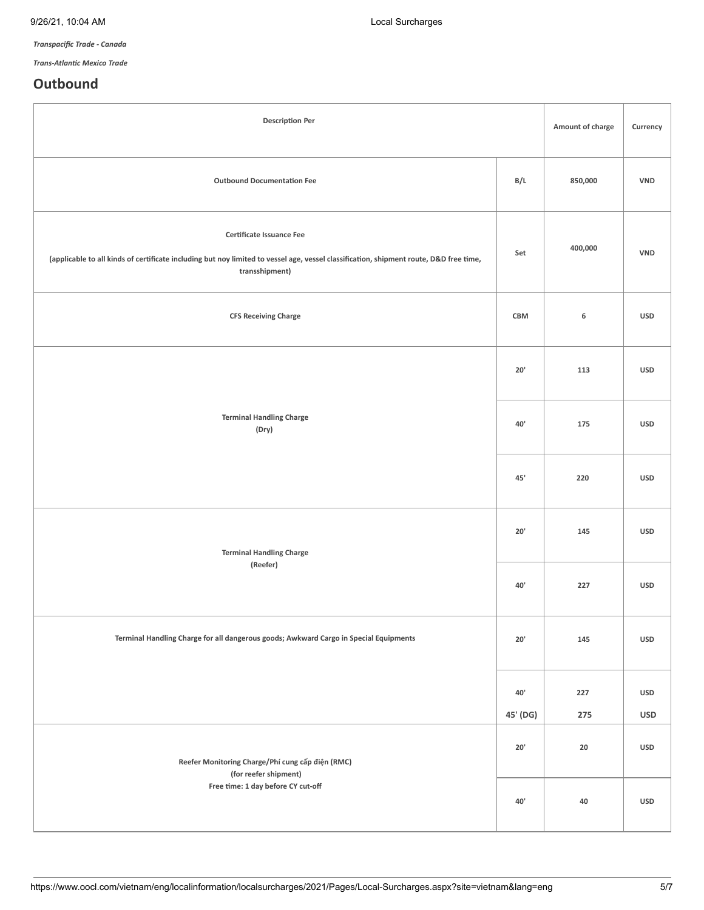*Transpacific Trade - Canada*

*Trans-Atlantic Mexico Trade*

## Outbound

| Description Per | | Amount of charge | Currency |
| --- | --- | --- | --- |
| Outbound Documentation Fee | B/L | 850,000 | VND |
| Certificate Issuance Fee<br>(applicable to all kinds of certificate including but noy limited to vessel age, vessel classification, shipment route, D&D free time, transshipment) | Set | 400,000 | VND |
| CFS Receiving Charge | CBM | 6 | USD |
| Terminal Handling Charge (Dry) | 20' | 113 | USD |
| | 40' | 175 | USD |
| | 45' | 220 | USD |
| Terminal Handling Charge (Reefer) | 20' | 145 | USD |
| | 40' | 227 | USD |
| Terminal Handling Charge for all dangerous goods; Awkward Cargo in Special Equipments | 20' | 145 | USD |
| | 40' | 227 | USD |
| | 45' (DG) | 275 | USD |
| Reefer Monitoring Charge/Phí cung cấp điện (RMC)<br>(for reefer shipment)<br>Free time: 1 day before CY cut-off | 20' | 20 | USD |
| | 40' | 40 | USD |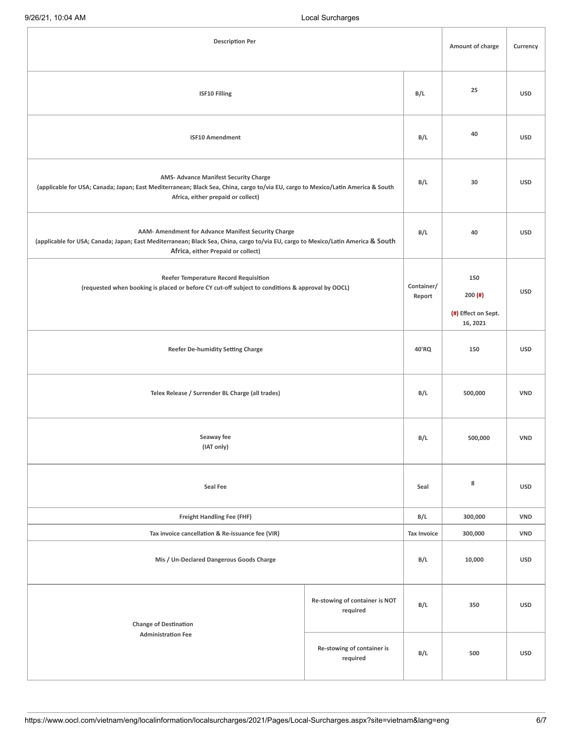| Description Per | | | Amount of charge | Currency |
|---|---|---|---|---|
| ISF10 Filling | | B/L | 25 | USD |
| ISF10 Amendment | | B/L | 40 | USD |
| AMS- Advance Manifest Security Charge (applicable for USA; Canada; Japan; East Mediterranean; Black Sea, China, cargo to/via EU, cargo to Mexico/Latin America & South Africa, either prepaid or collect) | | B/L | 30 | USD |
| AAM- Amendment for Advance Manifest Security Charge (applicable for USA; Canada; Japan; East Mediterranean; Black Sea, China, cargo to/via EU, cargo to Mexico/Latin America & South Africa, either Prepaid or collect) | | B/L | 40 | USD |
| Reefer Temperature Record Requisition (requested when booking is placed or before CY cut-off subject to conditions & approval by OOCL) | | Container/ Report | 150<br>200 (#)<br>(#) Effect on Sept. 16, 2021 | USD |
| Reefer De-humidity Setting Charge | | 40'RQ | 150 | USD |
| Telex Release / Surrender BL Charge (all trades) | | B/L | 500,000 | VND |
| Seaway fee (IAT only) | | B/L | 500,000 | VND |
| Seal Fee | | Seal | 8 | USD |
| Freight Handling Fee (FHF) | | B/L | 300,000 | VND |
| Tax invoice cancellation & Re-issuance fee (VIR) | | Tax Invoice | 300,000 | VND |
| Mis / Un-Declared Dangerous Goods Charge | | B/L | 10,000 | USD |
| Change of Destination Administration Fee | Re-stowing of container is NOT required | B/L | 350 | USD |
| | Re-stowing of container is required | B/L | 500 | USD |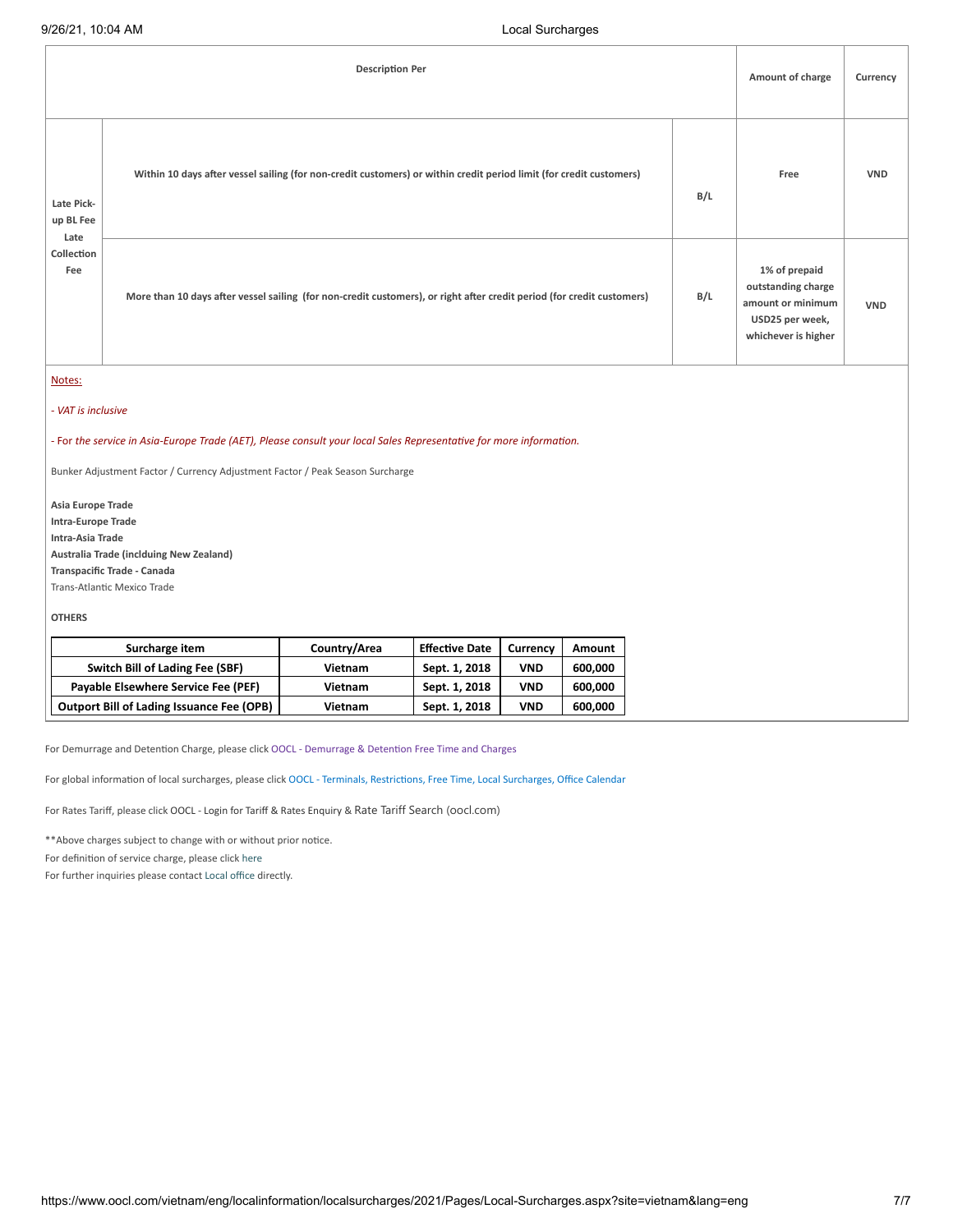| Description Per | | | Amount of charge | Currency |
|---|---|---|---|---|
| Late Pick-up BL Fee Late Collection Fee | Within 10 days after vessel sailing (for non-credit customers) or within credit period limit (for credit customers) | B/L | Free | VND |
| | More than 10 days after vessel sailing (for non-credit customers), or right after credit period (for credit customers) | B/L | 1% of prepaid outstanding charge amount or minimum USD25 per week, whichever is higher | VND |

Notes:

*- VAT is inclusive*

- For *the service in Asia-Europe Trade (AET), Please consult your local Sales Representative for more information.*

Bunker Adjustment Factor / Currency Adjustment Factor / Peak Season Surcharge

**Asia Europe Trade**
**Intra-Europe Trade**
**Intra-Asia Trade**
**Australia Trade (inclduing New Zealand)**
**Transpacific Trade - Canada**
Trans-Atlantic Mexico Trade

**OTHERS**

| Surcharge item | Country/Area | Effective Date | Currency | Amount |
|---|---|---|---|---|
| Switch Bill of Lading Fee (SBF) | Vietnam | Sept. 1, 2018 | VND | 600,000 |
| Payable Elsewhere Service Fee (PEF) | Vietnam | Sept. 1, 2018 | VND | 600,000 |
| Outport Bill of Lading Issuance Fee (OPB) | Vietnam | Sept. 1, 2018 | VND | 600,000 |

For Demurrage and Detention Charge, please click OOCL - Demurrage & Detention Free Time and Charges

For global information of local surcharges, please click OOCL - Terminals, Restrictions, Free Time, Local Surcharges, Office Calendar

For Rates Tariff, please click OOCL - Login for Tariff & Rates Enquiry & Rate Tariff Search (oocl.com)

**Above charges subject to change with or without prior notice.

For definition of service charge, please click here

For further inquiries please contact Local office directly.